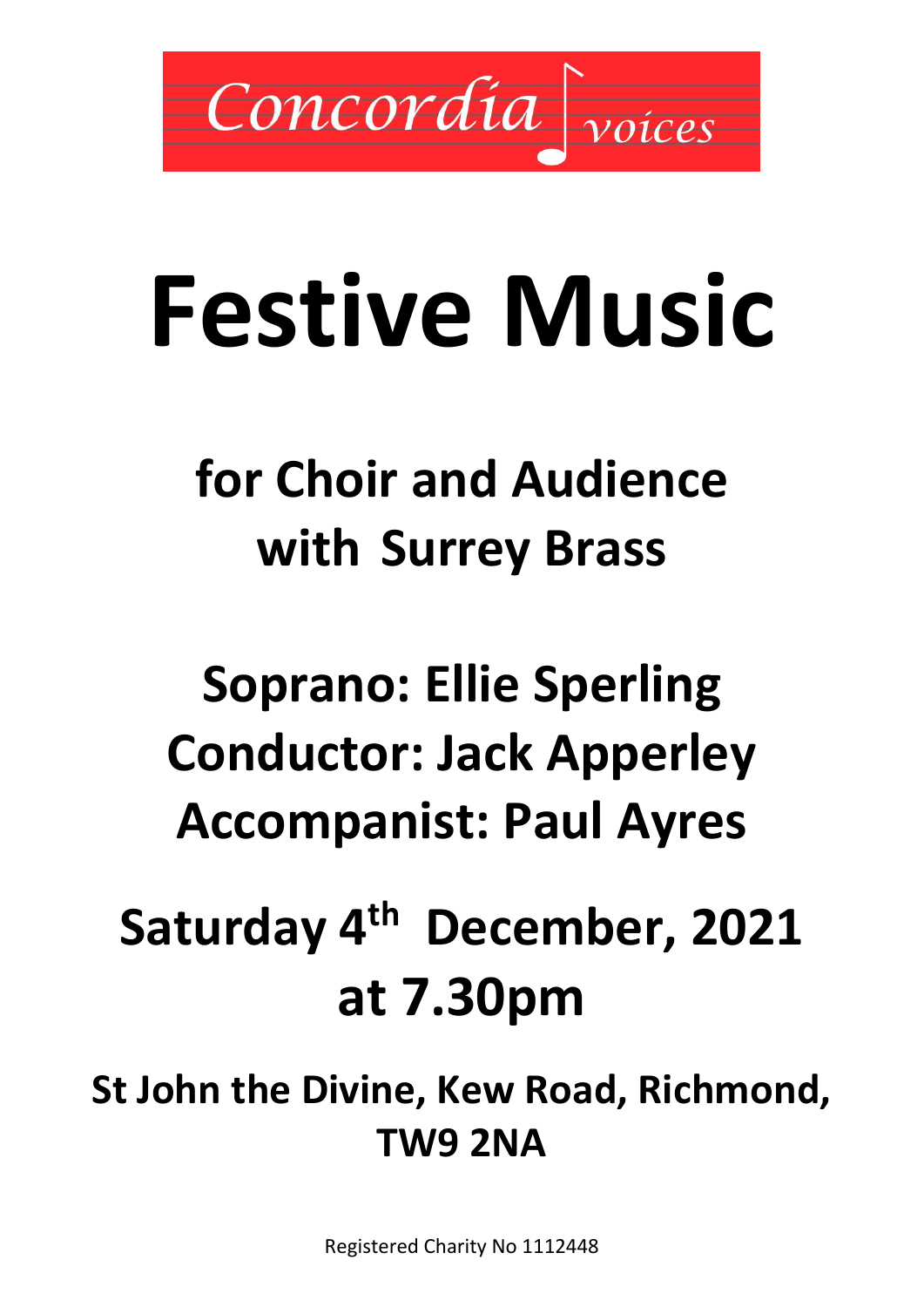Concordia voices

# Festive Music

## for Choir and Audience
## with Surrey Brass

## Soprano: Ellie Sperling
## Conductor: Jack Apperley
## Accompanist: Paul Ayres

## Saturday 4th December, 2021
## at 7.30pm

### St John the Divine, Kew Road, Richmond, TW9 2NA

Registered Charity No 1112448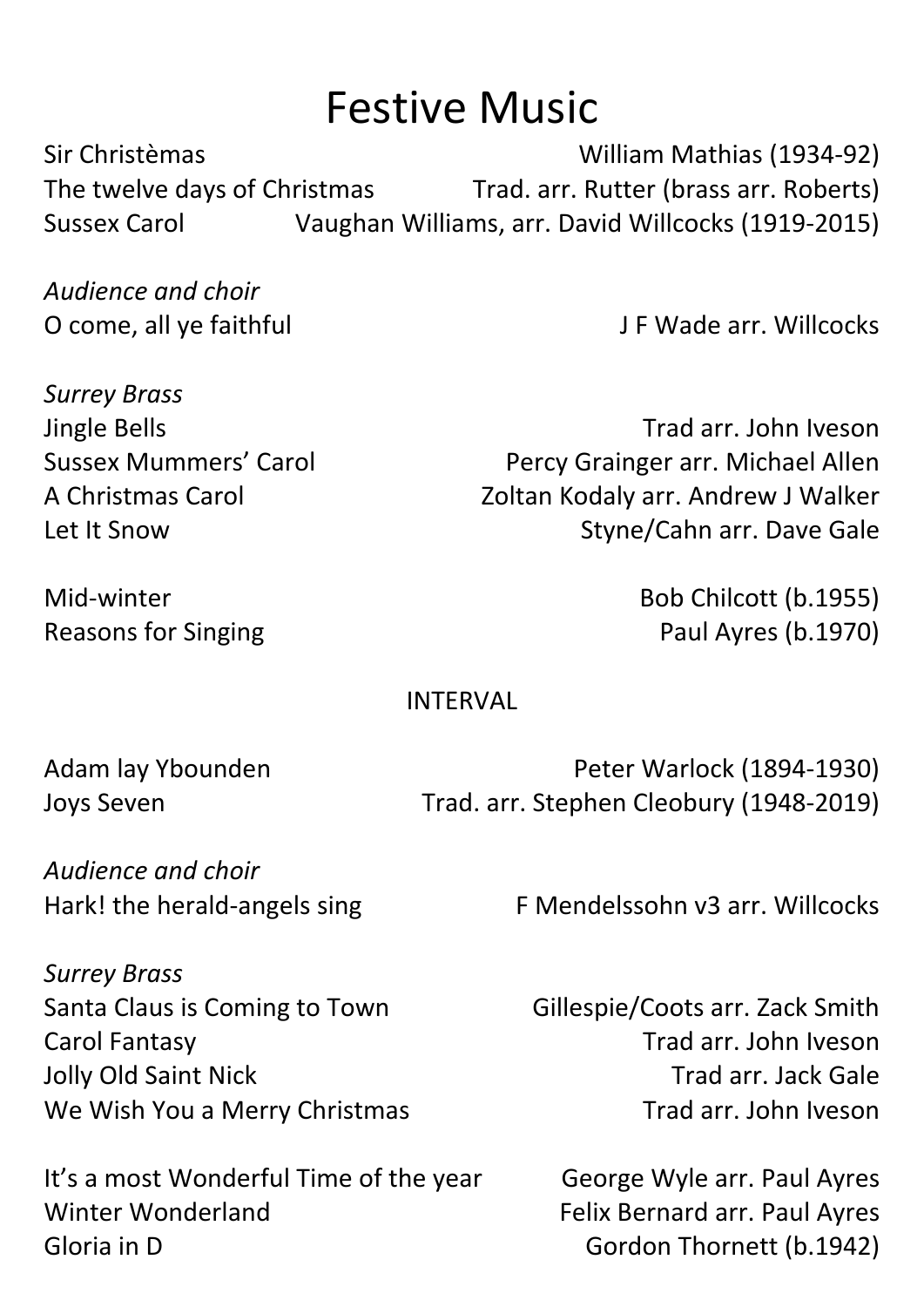# Festive Music

| | |
|---|---|
| Sir Christèmas | William Mathias (1934-92) |
| The twelve days of Christmas | Trad. arr. Rutter (brass arr. Roberts) |
| Sussex Carol | Vaughan Williams, arr. David Willcocks (1919-2015) |

*Audience and choir*

| | |
|---|---|
| O come, all ye faithful | J F Wade arr. Willcocks |

*Surrey Brass*

| | |
|---|---|
| Jingle Bells | Trad arr. John Iveson |
| Sussex Mummers' Carol | Percy Grainger arr. Michael Allen |
| A Christmas Carol | Zoltan Kodaly arr. Andrew J Walker |
| Let It Snow | Styne/Cahn arr. Dave Gale |

| | |
|---|---|
| Mid-winter | Bob Chilcott (b.1955) |
| Reasons for Singing | Paul Ayres (b.1970) |

INTERVAL

| | |
|---|---|
| Adam lay Ybounden | Peter Warlock (1894-1930) |
| Joys Seven | Trad. arr. Stephen Cleobury (1948-2019) |

*Audience and choir*

| | |
|---|---|
| Hark! the herald-angels sing | F Mendelssohn v3 arr. Willcocks |

*Surrey Brass*

| | |
|---|---|
| Santa Claus is Coming to Town | Gillespie/Coots arr. Zack Smith |
| Carol Fantasy | Trad arr. John Iveson |
| Jolly Old Saint Nick | Trad arr. Jack Gale |
| We Wish You a Merry Christmas | Trad arr. John Iveson |

| | |
|---|---|
| It's a most Wonderful Time of the year | George Wyle arr. Paul Ayres |
| Winter Wonderland | Felix Bernard arr. Paul Ayres |
| Gloria in D | Gordon Thornett (b.1942) |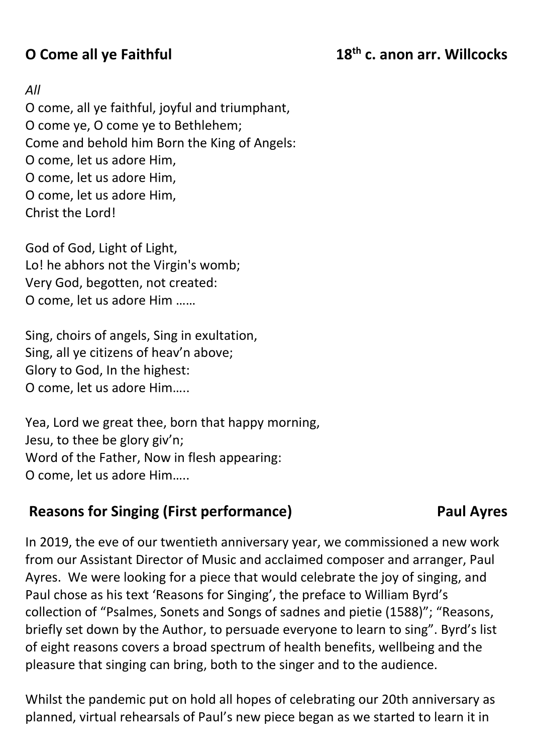## O Come all ye Faithful — 18th c. anon arr. Willcocks

*All*

O come, all ye faithful, joyful and triumphant,
O come ye, O come ye to Bethlehem;
Come and behold him Born the King of Angels:
O come, let us adore Him,
O come, let us adore Him,
O come, let us adore Him,
Christ the Lord!

God of God, Light of Light,
Lo! he abhors not the Virgin's womb;
Very God, begotten, not created:
O come, let us adore Him ……

Sing, choirs of angels, Sing in exultation,
Sing, all ye citizens of heav'n above;
Glory to God, In the highest:
O come, let us adore Him…..

Yea, Lord we great thee, born that happy morning,
Jesu, to thee be glory giv'n;
Word of the Father, Now in flesh appearing:
O come, let us adore Him…..

## Reasons for Singing (First performance) — Paul Ayres

In 2019, the eve of our twentieth anniversary year, we commissioned a new work from our Assistant Director of Music and acclaimed composer and arranger, Paul Ayres. We were looking for a piece that would celebrate the joy of singing, and Paul chose as his text 'Reasons for Singing', the preface to William Byrd's collection of "Psalmes, Sonets and Songs of sadnes and pietie (1588)"; "Reasons, briefly set down by the Author, to persuade everyone to learn to sing". Byrd's list of eight reasons covers a broad spectrum of health benefits, wellbeing and the pleasure that singing can bring, both to the singer and to the audience.

Whilst the pandemic put on hold all hopes of celebrating our 20th anniversary as planned, virtual rehearsals of Paul's new piece began as we started to learn it in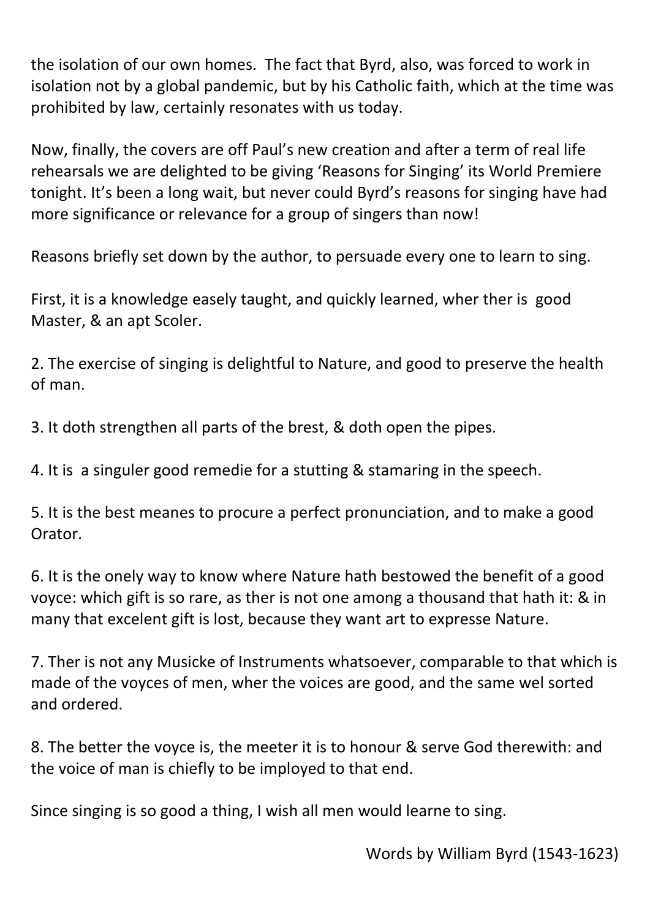the isolation of our own homes. The fact that Byrd, also, was forced to work in isolation not by a global pandemic, but by his Catholic faith, which at the time was prohibited by law, certainly resonates with us today.

Now, finally, the covers are off Paul's new creation and after a term of real life rehearsals we are delighted to be giving 'Reasons for Singing' its World Premiere tonight. It's been a long wait, but never could Byrd's reasons for singing have had more significance or relevance for a group of singers than now!

Reasons briefly set down by the author, to persuade every one to learn to sing.

First, it is a knowledge easely taught, and quickly learned, wher ther is good Master, & an apt Scoler.

2. The exercise of singing is delightful to Nature, and good to preserve the health of man.

3. It doth strengthen all parts of the brest, & doth open the pipes.

4. It is a singuler good remedie for a stutting & stamaring in the speech.

5. It is the best meanes to procure a perfect pronunciation, and to make a good Orator.

6. It is the onely way to know where Nature hath bestowed the benefit of a good voyce: which gift is so rare, as ther is not one among a thousand that hath it: & in many that excelent gift is lost, because they want art to expresse Nature.

7. Ther is not any Musicke of Instruments whatsoever, comparable to that which is made of the voyces of men, wher the voices are good, and the same wel sorted and ordered.

8. The better the voyce is, the meeter it is to honour & serve God therewith: and the voice of man is chiefly to be imployed to that end.

Since singing is so good a thing, I wish all men would learne to sing.

Words by William Byrd (1543-1623)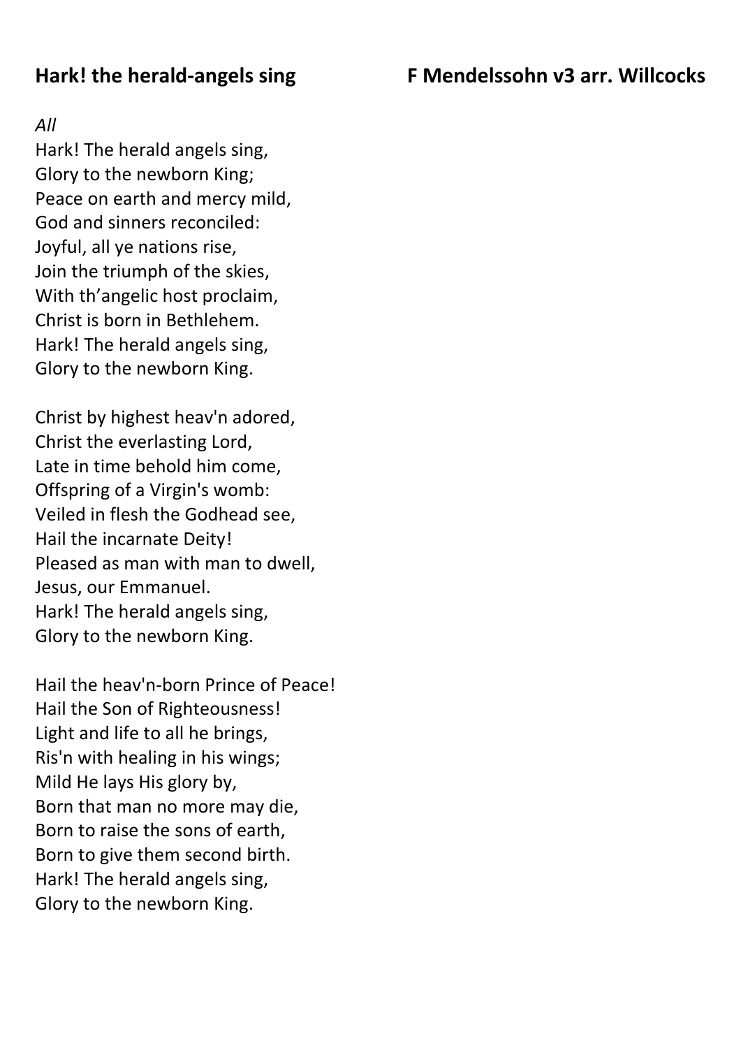## Hark! the herald-angels sing — F Mendelssohn v3 arr. Willcocks

*All*

Hark! The herald angels sing,
Glory to the newborn King;
Peace on earth and mercy mild,
God and sinners reconciled:
Joyful, all ye nations rise,
Join the triumph of the skies,
With th'angelic host proclaim,
Christ is born in Bethlehem.
Hark! The herald angels sing,
Glory to the newborn King.

Christ by highest heav'n adored,
Christ the everlasting Lord,
Late in time behold him come,
Offspring of a Virgin's womb:
Veiled in flesh the Godhead see,
Hail the incarnate Deity!
Pleased as man with man to dwell,
Jesus, our Emmanuel.
Hark! The herald angels sing,
Glory to the newborn King.

Hail the heav'n-born Prince of Peace!
Hail the Son of Righteousness!
Light and life to all he brings,
Ris'n with healing in his wings;
Mild He lays His glory by,
Born that man no more may die,
Born to raise the sons of earth,
Born to give them second birth.
Hark! The herald angels sing,
Glory to the newborn King.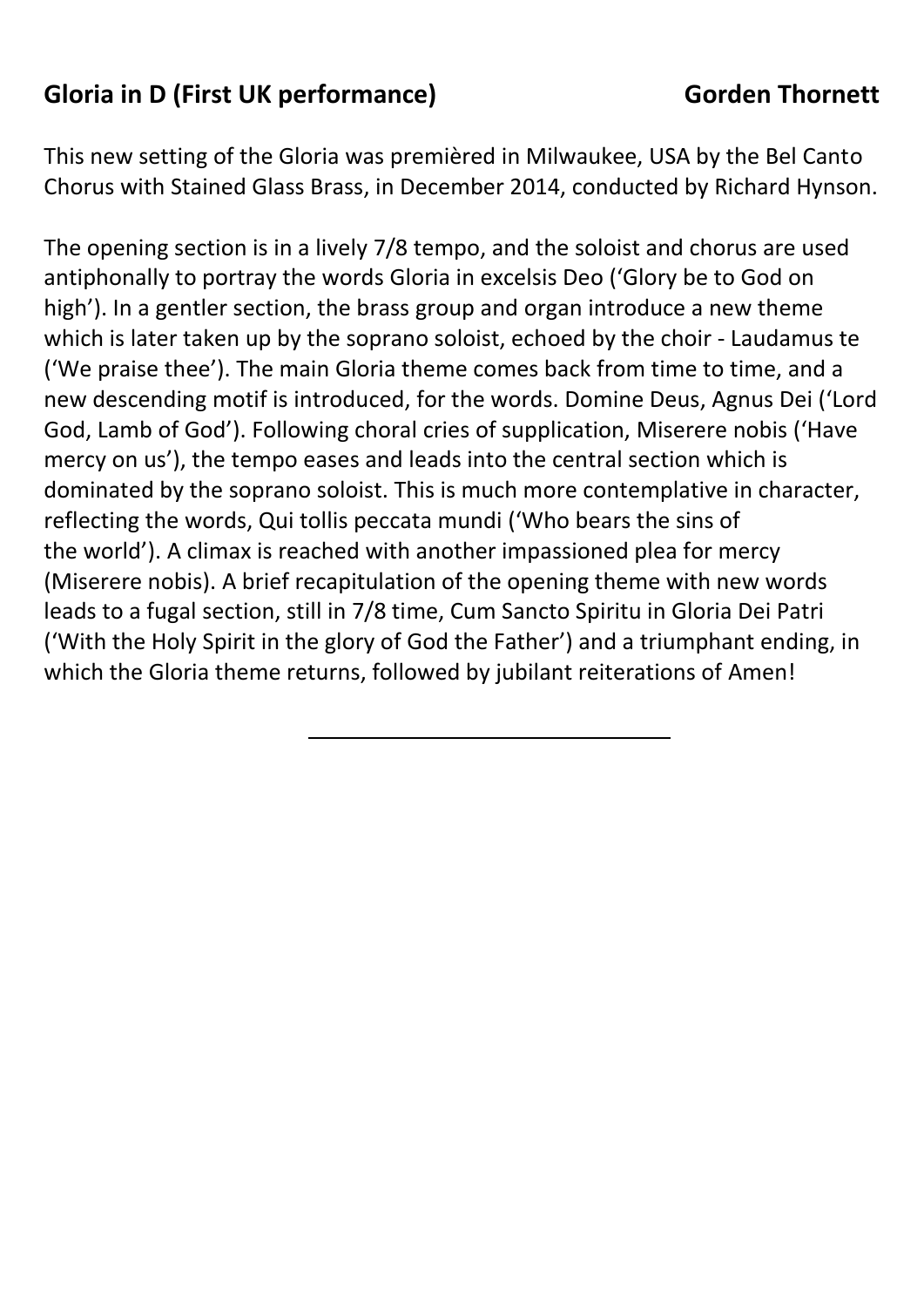## Gloria in D (First UK performance) — Gorden Thornett

This new setting of the Gloria was premièred in Milwaukee, USA by the Bel Canto Chorus with Stained Glass Brass, in December 2014, conducted by Richard Hynson.

The opening section is in a lively 7/8 tempo, and the soloist and chorus are used antiphonally to portray the words Gloria in excelsis Deo ('Glory be to God on high'). In a gentler section, the brass group and organ introduce a new theme which is later taken up by the soprano soloist, echoed by the choir - Laudamus te ('We praise thee'). The main Gloria theme comes back from time to time, and a new descending motif is introduced, for the words. Domine Deus, Agnus Dei ('Lord God, Lamb of God'). Following choral cries of supplication, Miserere nobis ('Have mercy on us'), the tempo eases and leads into the central section which is dominated by the soprano soloist. This is much more contemplative in character, reflecting the words, Qui tollis peccata mundi ('Who bears the sins of the world'). A climax is reached with another impassioned plea for mercy (Miserere nobis). A brief recapitulation of the opening theme with new words leads to a fugal section, still in 7/8 time, Cum Sancto Spiritu in Gloria Dei Patri ('With the Holy Spirit in the glory of God the Father') and a triumphant ending, in which the Gloria theme returns, followed by jubilant reiterations of Amen!

---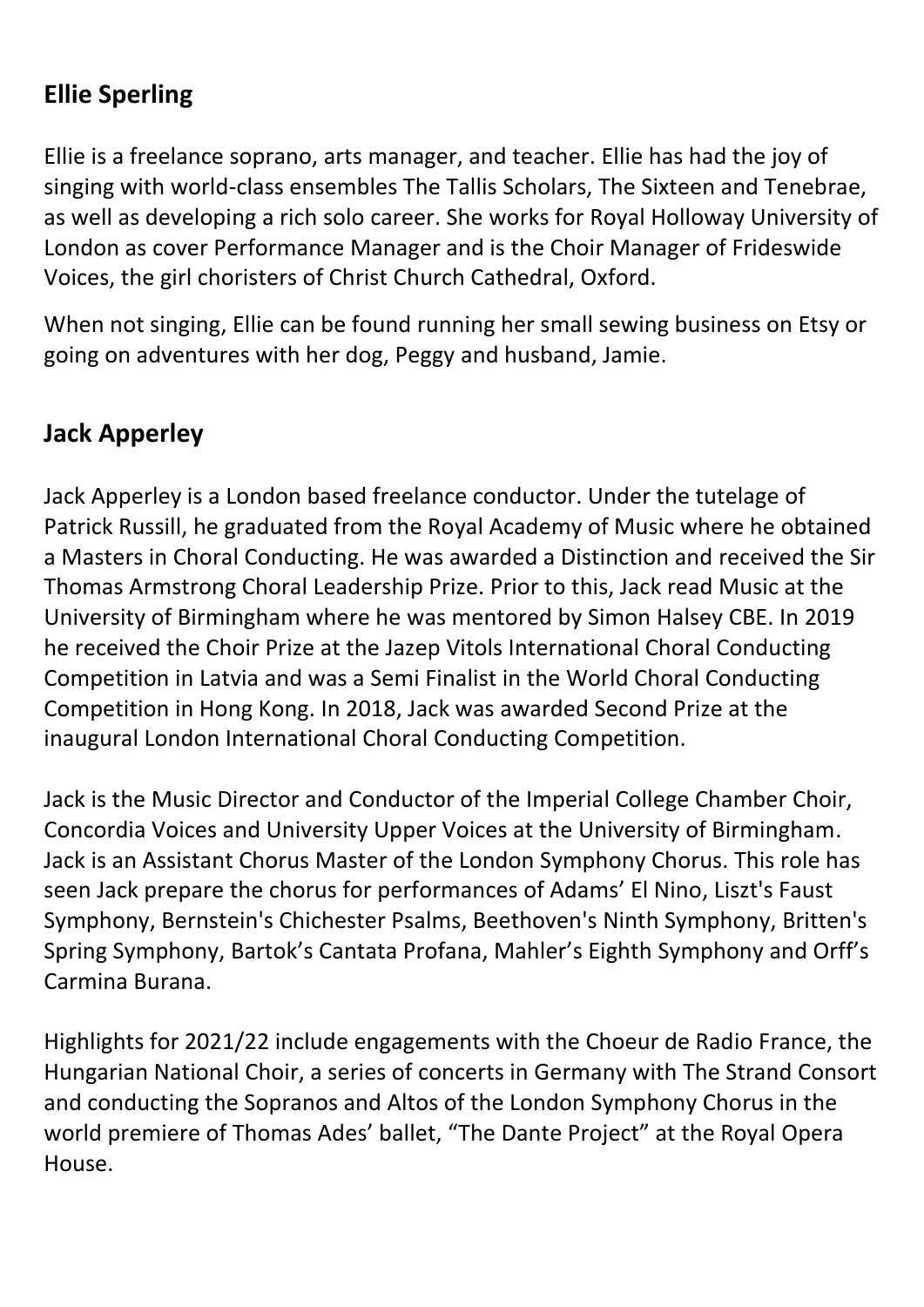## Ellie Sperling

Ellie is a freelance soprano, arts manager, and teacher. Ellie has had the joy of singing with world-class ensembles The Tallis Scholars, The Sixteen and Tenebrae, as well as developing a rich solo career. She works for Royal Holloway University of London as cover Performance Manager and is the Choir Manager of Frideswide Voices, the girl choristers of Christ Church Cathedral, Oxford.

When not singing, Ellie can be found running her small sewing business on Etsy or going on adventures with her dog, Peggy and husband, Jamie.

## Jack Apperley

Jack Apperley is a London based freelance conductor. Under the tutelage of Patrick Russill, he graduated from the Royal Academy of Music where he obtained a Masters in Choral Conducting. He was awarded a Distinction and received the Sir Thomas Armstrong Choral Leadership Prize. Prior to this, Jack read Music at the University of Birmingham where he was mentored by Simon Halsey CBE. In 2019 he received the Choir Prize at the Jazep Vitols International Choral Conducting Competition in Latvia and was a Semi Finalist in the World Choral Conducting Competition in Hong Kong. In 2018, Jack was awarded Second Prize at the inaugural London International Choral Conducting Competition.

Jack is the Music Director and Conductor of the Imperial College Chamber Choir, Concordia Voices and University Upper Voices at the University of Birmingham. Jack is an Assistant Chorus Master of the London Symphony Chorus. This role has seen Jack prepare the chorus for performances of Adams' El Nino, Liszt's Faust Symphony, Bernstein's Chichester Psalms, Beethoven's Ninth Symphony, Britten's Spring Symphony, Bartok's Cantata Profana, Mahler's Eighth Symphony and Orff's Carmina Burana.

Highlights for 2021/22 include engagements with the Choeur de Radio France, the Hungarian National Choir, a series of concerts in Germany with The Strand Consort and conducting the Sopranos and Altos of the London Symphony Chorus in the world premiere of Thomas Ades' ballet, "The Dante Project" at the Royal Opera House.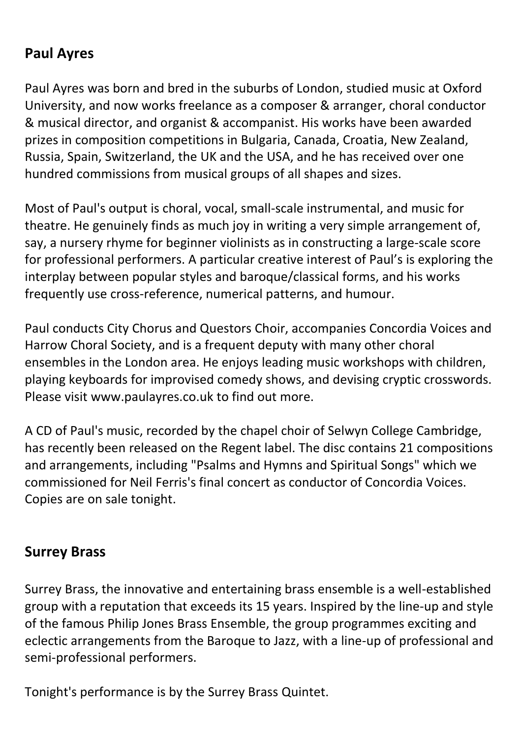## Paul Ayres

Paul Ayres was born and bred in the suburbs of London, studied music at Oxford University, and now works freelance as a composer & arranger, choral conductor & musical director, and organist & accompanist. His works have been awarded prizes in composition competitions in Bulgaria, Canada, Croatia, New Zealand, Russia, Spain, Switzerland, the UK and the USA, and he has received over one hundred commissions from musical groups of all shapes and sizes.

Most of Paul's output is choral, vocal, small-scale instrumental, and music for theatre. He genuinely finds as much joy in writing a very simple arrangement of, say, a nursery rhyme for beginner violinists as in constructing a large-scale score for professional performers. A particular creative interest of Paul's is exploring the interplay between popular styles and baroque/classical forms, and his works frequently use cross-reference, numerical patterns, and humour.

Paul conducts City Chorus and Questors Choir, accompanies Concordia Voices and Harrow Choral Society, and is a frequent deputy with many other choral ensembles in the London area. He enjoys leading music workshops with children, playing keyboards for improvised comedy shows, and devising cryptic crosswords. Please visit www.paulayres.co.uk to find out more.

A CD of Paul's music, recorded by the chapel choir of Selwyn College Cambridge, has recently been released on the Regent label. The disc contains 21 compositions and arrangements, including "Psalms and Hymns and Spiritual Songs" which we commissioned for Neil Ferris's final concert as conductor of Concordia Voices. Copies are on sale tonight.

## Surrey Brass

Surrey Brass, the innovative and entertaining brass ensemble is a well-established group with a reputation that exceeds its 15 years. Inspired by the line-up and style of the famous Philip Jones Brass Ensemble, the group programmes exciting and eclectic arrangements from the Baroque to Jazz, with a line-up of professional and semi-professional performers.

Tonight's performance is by the Surrey Brass Quintet.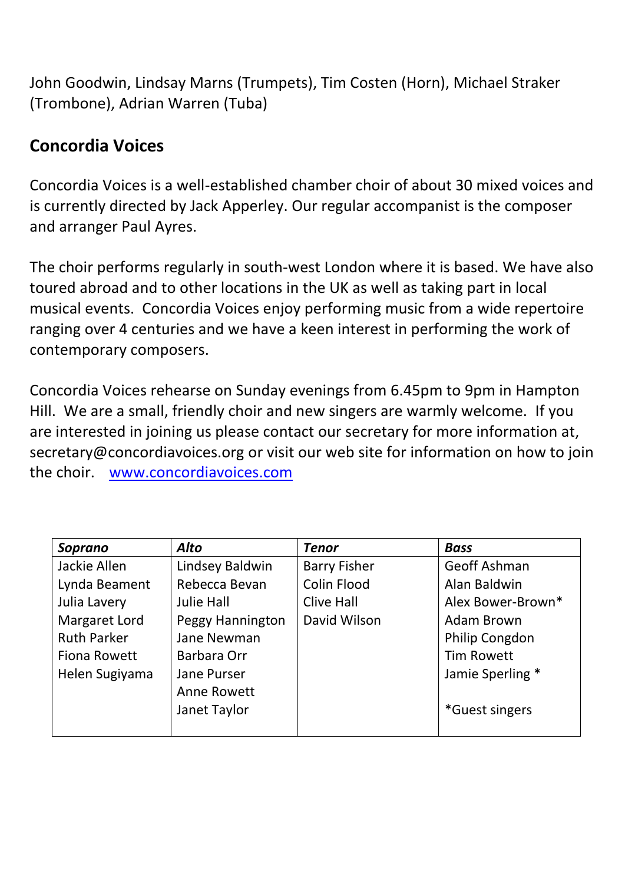John Goodwin, Lindsay Marns (Trumpets), Tim Costen (Horn), Michael Straker (Trombone), Adrian Warren (Tuba)

## Concordia Voices

Concordia Voices is a well-established chamber choir of about 30 mixed voices and is currently directed by Jack Apperley. Our regular accompanist is the composer and arranger Paul Ayres.

The choir performs regularly in south-west London where it is based. We have also toured abroad and to other locations in the UK as well as taking part in local musical events. Concordia Voices enjoy performing music from a wide repertoire ranging over 4 centuries and we have a keen interest in performing the work of contemporary composers.

Concordia Voices rehearse on Sunday evenings from 6.45pm to 9pm in Hampton Hill. We are a small, friendly choir and new singers are warmly welcome. If you are interested in joining us please contact our secretary for more information at, secretary@concordiavoices.org or visit our web site for information on how to join the choir. [www.concordiavoices.com](http://www.concordiavoices.com)

| ***Soprano*** | ***Alto*** | ***Tenor*** | ***Bass*** |
|---|---|---|---|
| Jackie Allen | Lindsey Baldwin | Barry Fisher | Geoff Ashman |
| Lynda Beament | Rebecca Bevan | Colin Flood | Alan Baldwin |
| Julia Lavery | Julie Hall | Clive Hall | Alex Bower-Brown* |
| Margaret Lord | Peggy Hannington | David Wilson | Adam Brown |
| Ruth Parker | Jane Newman | | Philip Congdon |
| Fiona Rowett | Barbara Orr | | Tim Rowett |
| Helen Sugiyama | Jane Purser | | Jamie Sperling * |
| | Anne Rowett | | |
| | Janet Taylor | | *Guest singers |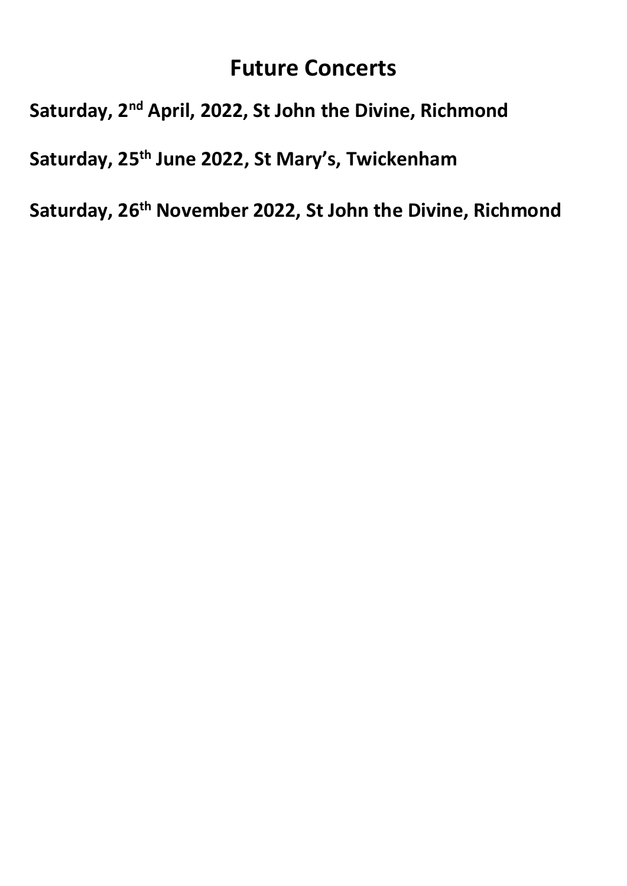# Future Concerts

**Saturday, 2nd April, 2022, St John the Divine, Richmond**

**Saturday, 25th June 2022, St Mary's, Twickenham**

**Saturday, 26th November 2022, St John the Divine, Richmond**